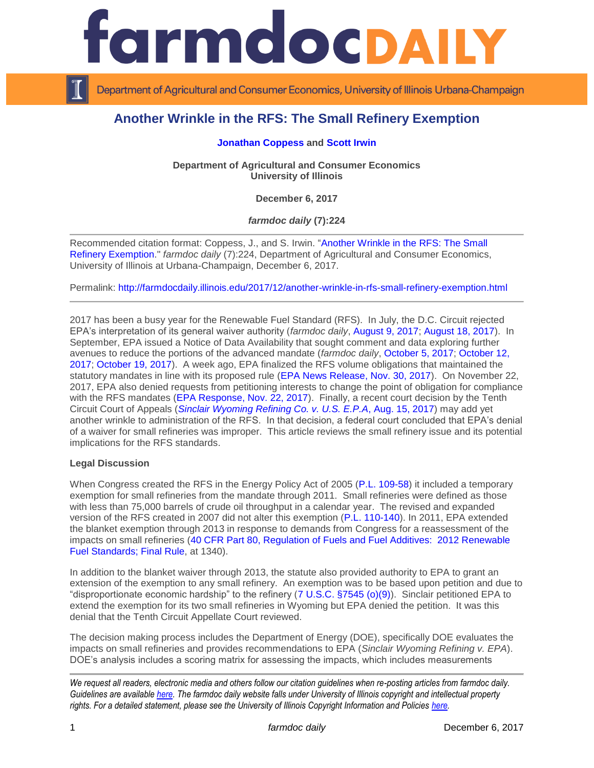# Another Wrinkle in the RFS: The Small Refinery Exemption

**Jonathan Coppess** and **Scott Irwin**

**Department of Agricultural and Consumer Economics**
**University of Illinois**

**December 6, 2017**

***farmdoc daily* (7):224**

Recommended citation format: Coppess, J., and S. Irwin. "Another Wrinkle in the RFS: The Small Refinery Exemption." *farmdoc daily* (7):224, Department of Agricultural and Consumer Economics, University of Illinois at Urbana-Champaign, December 6, 2017.

Permalink: http://farmdocdaily.illinois.edu/2017/12/another-wrinkle-in-rfs-small-refinery-exemption.html

2017 has been a busy year for the Renewable Fuel Standard (RFS). In July, the D.C. Circuit rejected EPA's interpretation of its general waiver authority (*farmdoc daily*, August 9, 2017; August 18, 2017). In September, EPA issued a Notice of Data Availability that sought comment and data exploring further avenues to reduce the portions of the advanced mandate (*farmdoc daily*, October 5, 2017; October 12, 2017; October 19, 2017). A week ago, EPA finalized the RFS volume obligations that maintained the statutory mandates in line with its proposed rule (EPA News Release, Nov. 30, 2017). On November 22, 2017, EPA also denied requests from petitioning interests to change the point of obligation for compliance with the RFS mandates (EPA Response, Nov. 22, 2017). Finally, a recent court decision by the Tenth Circuit Court of Appeals (*Sinclair Wyoming Refining Co. v. U.S. E.P.A*, Aug. 15, 2017) may add yet another wrinkle to administration of the RFS. In that decision, a federal court concluded that EPA's denial of a waiver for small refineries was improper. This article reviews the small refinery issue and its potential implications for the RFS standards.

**Legal Discussion**

When Congress created the RFS in the Energy Policy Act of 2005 (P.L. 109-58) it included a temporary exemption for small refineries from the mandate through 2011. Small refineries were defined as those with less than 75,000 barrels of crude oil throughput in a calendar year. The revised and expanded version of the RFS created in 2007 did not alter this exemption (P.L. 110-140). In 2011, EPA extended the blanket exemption through 2013 in response to demands from Congress for a reassessment of the impacts on small refineries (40 CFR Part 80, Regulation of Fuels and Fuel Additives: 2012 Renewable Fuel Standards; Final Rule, at 1340).

In addition to the blanket waiver through 2013, the statute also provided authority to EPA to grant an extension of the exemption to any small refinery. An exemption was to be based upon petition and due to "disproportionate economic hardship" to the refinery (7 U.S.C. §7545 (o)(9)). Sinclair petitioned EPA to extend the exemption for its two small refineries in Wyoming but EPA denied the petition. It was this denial that the Tenth Circuit Appellate Court reviewed.

The decision making process includes the Department of Energy (DOE), specifically DOE evaluates the impacts on small refineries and provides recommendations to EPA (*Sinclair Wyoming Refining v. EPA*). DOE's analysis includes a scoring matrix for assessing the impacts, which includes measurements

*We request all readers, electronic media and others follow our citation guidelines when re-posting articles from farmdoc daily. Guidelines are available here. The farmdoc daily website falls under University of Illinois copyright and intellectual property rights. For a detailed statement, please see the University of Illinois Copyright Information and Policies here.*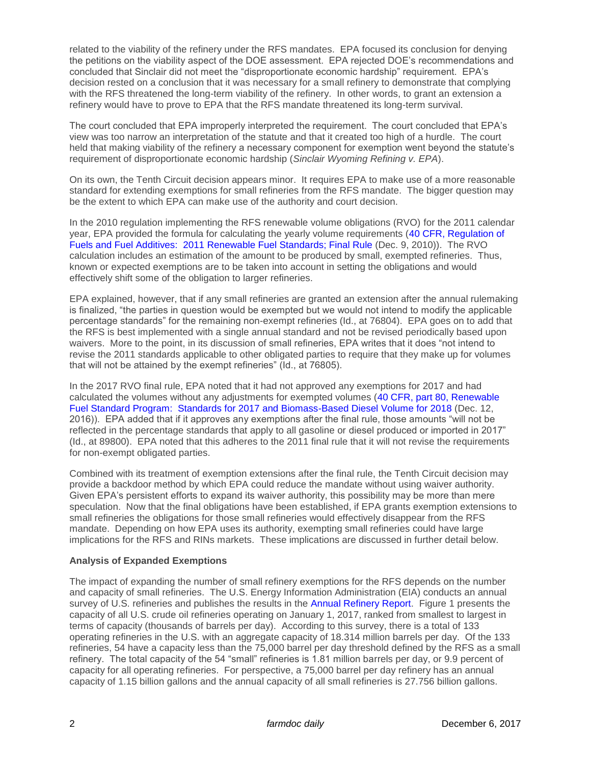related to the viability of the refinery under the RFS mandates. EPA focused its conclusion for denying the petitions on the viability aspect of the DOE assessment. EPA rejected DOE's recommendations and concluded that Sinclair did not meet the "disproportionate economic hardship" requirement. EPA's decision rested on a conclusion that it was necessary for a small refinery to demonstrate that complying with the RFS threatened the long-term viability of the refinery. In other words, to grant an extension a refinery would have to prove to EPA that the RFS mandate threatened its long-term survival.

The court concluded that EPA improperly interpreted the requirement. The court concluded that EPA's view was too narrow an interpretation of the statute and that it created too high of a hurdle. The court held that making viability of the refinery a necessary component for exemption went beyond the statute's requirement of disproportionate economic hardship (*Sinclair Wyoming Refining v. EPA*).

On its own, the Tenth Circuit decision appears minor. It requires EPA to make use of a more reasonable standard for extending exemptions for small refineries from the RFS mandate. The bigger question may be the extent to which EPA can make use of the authority and court decision.

In the 2010 regulation implementing the RFS renewable volume obligations (RVO) for the 2011 calendar year, EPA provided the formula for calculating the yearly volume requirements (40 CFR, Regulation of Fuels and Fuel Additives: 2011 Renewable Fuel Standards; Final Rule (Dec. 9, 2010)). The RVO calculation includes an estimation of the amount to be produced by small, exempted refineries. Thus, known or expected exemptions are to be taken into account in setting the obligations and would effectively shift some of the obligation to larger refineries.

EPA explained, however, that if any small refineries are granted an extension after the annual rulemaking is finalized, "the parties in question would be exempted but we would not intend to modify the applicable percentage standards" for the remaining non-exempt refineries (Id., at 76804). EPA goes on to add that the RFS is best implemented with a single annual standard and not be revised periodically based upon waivers. More to the point, in its discussion of small refineries, EPA writes that it does "not intend to revise the 2011 standards applicable to other obligated parties to require that they make up for volumes that will not be attained by the exempt refineries" (Id., at 76805).

In the 2017 RVO final rule, EPA noted that it had not approved any exemptions for 2017 and had calculated the volumes without any adjustments for exempted volumes (40 CFR, part 80, Renewable Fuel Standard Program: Standards for 2017 and Biomass-Based Diesel Volume for 2018 (Dec. 12, 2016)). EPA added that if it approves any exemptions after the final rule, those amounts "will not be reflected in the percentage standards that apply to all gasoline or diesel produced or imported in 2017" (Id., at 89800). EPA noted that this adheres to the 2011 final rule that it will not revise the requirements for non-exempt obligated parties.

Combined with its treatment of exemption extensions after the final rule, the Tenth Circuit decision may provide a backdoor method by which EPA could reduce the mandate without using waiver authority. Given EPA's persistent efforts to expand its waiver authority, this possibility may be more than mere speculation. Now that the final obligations have been established, if EPA grants exemption extensions to small refineries the obligations for those small refineries would effectively disappear from the RFS mandate. Depending on how EPA uses its authority, exempting small refineries could have large implications for the RFS and RINs markets. These implications are discussed in further detail below.

**Analysis of Expanded Exemptions**

The impact of expanding the number of small refinery exemptions for the RFS depends on the number and capacity of small refineries. The U.S. Energy Information Administration (EIA) conducts an annual survey of U.S. refineries and publishes the results in the Annual Refinery Report. Figure 1 presents the capacity of all U.S. crude oil refineries operating on January 1, 2017, ranked from smallest to largest in terms of capacity (thousands of barrels per day). According to this survey, there is a total of 133 operating refineries in the U.S. with an aggregate capacity of 18.314 million barrels per day. Of the 133 refineries, 54 have a capacity less than the 75,000 barrel per day threshold defined by the RFS as a small refinery. The total capacity of the 54 "small" refineries is 1.81 million barrels per day, or 9.9 percent of capacity for all operating refineries. For perspective, a 75,000 barrel per day refinery has an annual capacity of 1.15 billion gallons and the annual capacity of all small refineries is 27.756 billion gallons.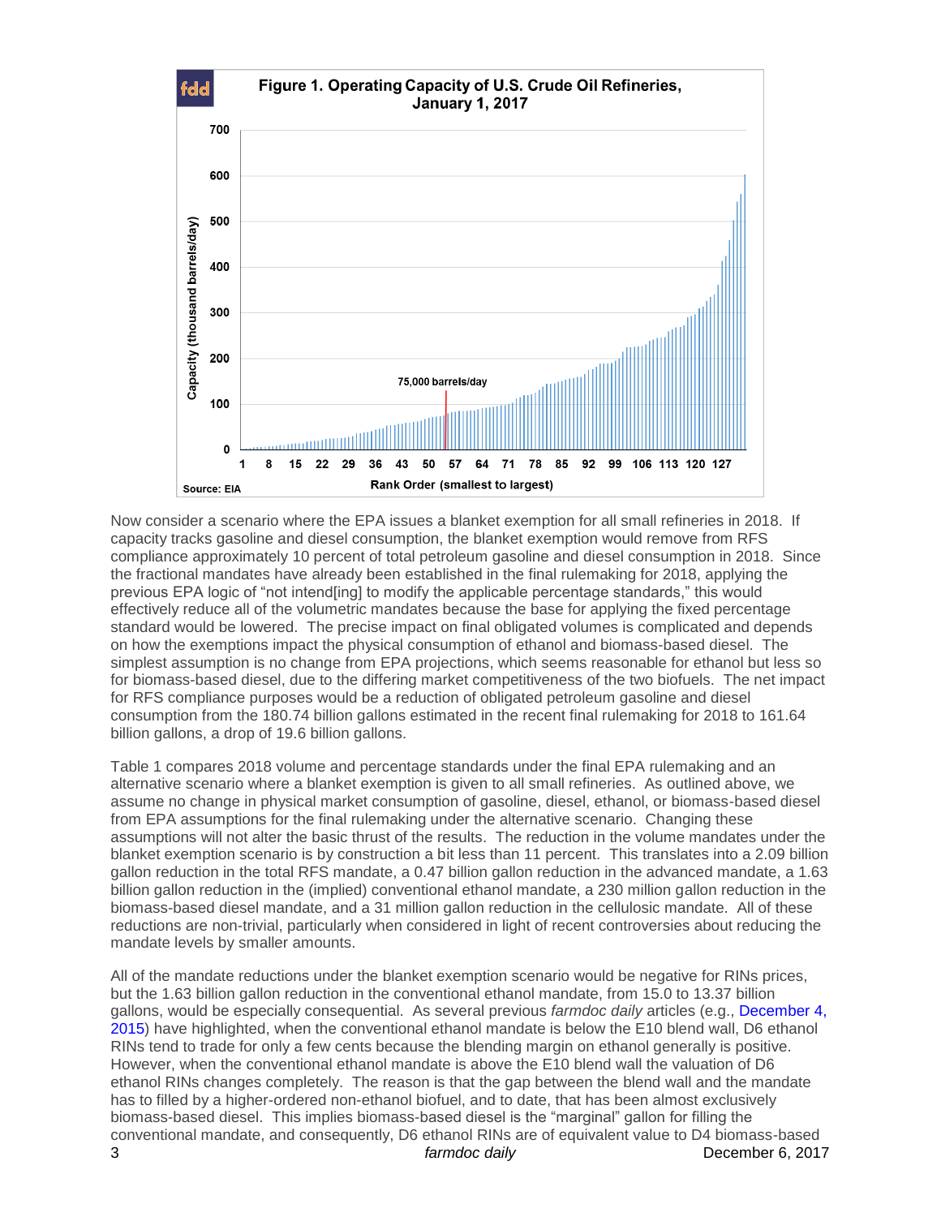Now consider a scenario where the EPA issues a blanket exemption for all small refineries in 2018. If capacity tracks gasoline and diesel consumption, the blanket exemption would remove from RFS compliance approximately 10 percent of total petroleum gasoline and diesel consumption in 2018. Since the fractional mandates have already been established in the final rulemaking for 2018, applying the previous EPA logic of "not intend[ing] to modify the applicable percentage standards," this would effectively reduce all of the volumetric mandates because the base for applying the fixed percentage standard would be lowered. The precise impact on final obligated volumes is complicated and depends on how the exemptions impact the physical consumption of ethanol and biomass-based diesel. The simplest assumption is no change from EPA projections, which seems reasonable for ethanol but less so for biomass-based diesel, due to the differing market competitiveness of the two biofuels. The net impact for RFS compliance purposes would be a reduction of obligated petroleum gasoline and diesel consumption from the 180.74 billion gallons estimated in the recent final rulemaking for 2018 to 161.64 billion gallons, a drop of 19.6 billion gallons.

Table 1 compares 2018 volume and percentage standards under the final EPA rulemaking and an alternative scenario where a blanket exemption is given to all small refineries. As outlined above, we assume no change in physical market consumption of gasoline, diesel, ethanol, or biomass-based diesel from EPA assumptions for the final rulemaking under the alternative scenario. Changing these assumptions will not alter the basic thrust of the results. The reduction in the volume mandates under the blanket exemption scenario is by construction a bit less than 11 percent. This translates into a 2.09 billion gallon reduction in the total RFS mandate, a 0.47 billion gallon reduction in the advanced mandate, a 1.63 billion gallon reduction in the (implied) conventional ethanol mandate, a 230 million gallon reduction in the biomass-based diesel mandate, and a 31 million gallon reduction in the cellulosic mandate. All of these reductions are non-trivial, particularly when considered in light of recent controversies about reducing the mandate levels by smaller amounts.

All of the mandate reductions under the blanket exemption scenario would be negative for RINs prices, but the 1.63 billion gallon reduction in the conventional ethanol mandate, from 15.0 to 13.37 billion gallons, would be especially consequential. As several previous *farmdoc daily* articles (e.g., December 4, 2015) have highlighted, when the conventional ethanol mandate is below the E10 blend wall, D6 ethanol RINs tend to trade for only a few cents because the blending margin on ethanol generally is positive. However, when the conventional ethanol mandate is above the E10 blend wall the valuation of D6 ethanol RINs changes completely. The reason is that the gap between the blend wall and the mandate has to filled by a higher-ordered non-ethanol biofuel, and to date, that has been almost exclusively biomass-based diesel. This implies biomass-based diesel is the "marginal" gallon for filling the conventional mandate, and consequently, D6 ethanol RINs are of equivalent value to D4 biomass-based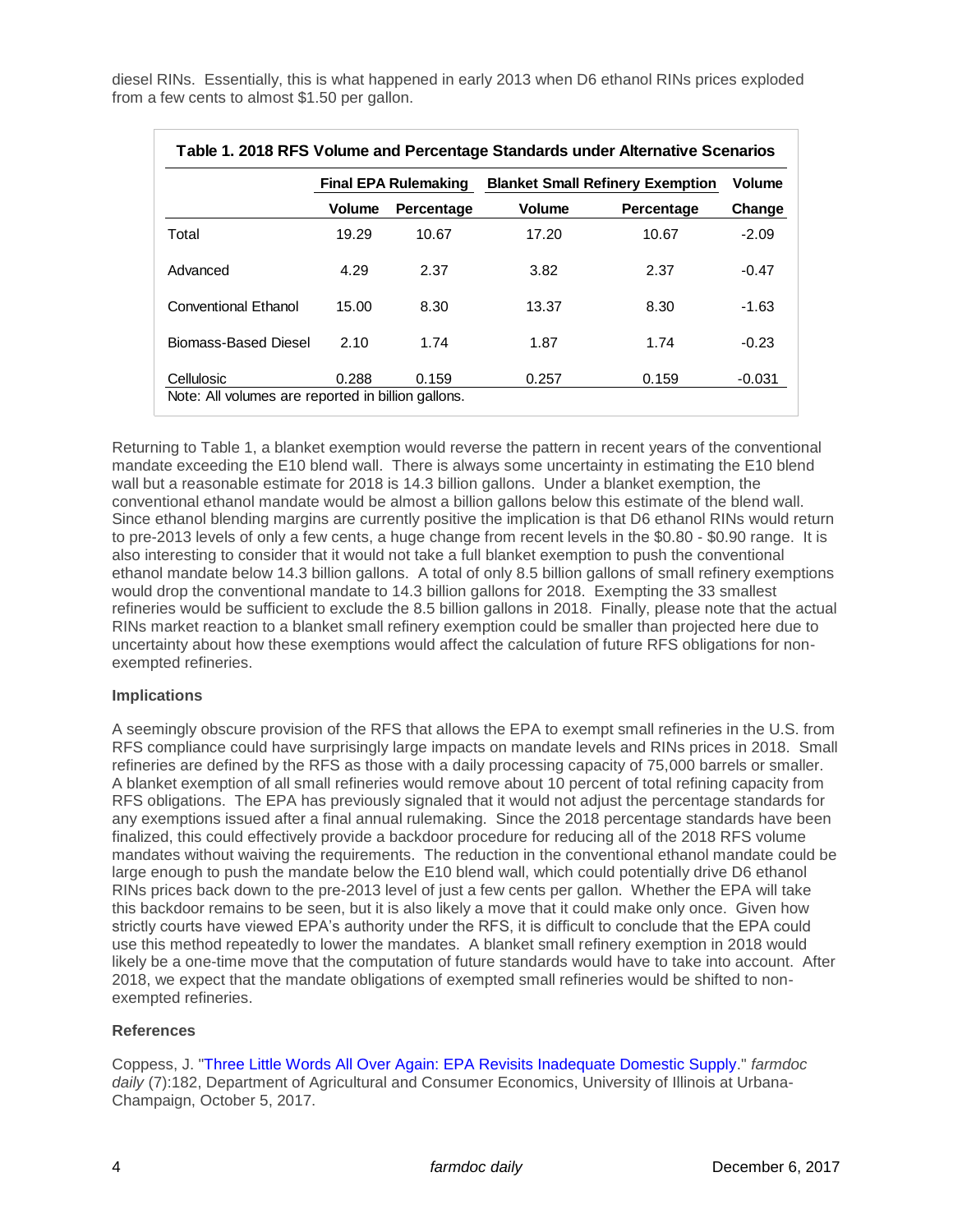diesel RINs. Essentially, this is what happened in early 2013 when D6 ethanol RINs prices exploded from a few cents to almost $1.50 per gallon.

**Table 1. 2018 RFS Volume and Percentage Standards under Alternative Scenarios**

| | Final EPA Rulemaking | | Blanket Small Refinery Exemption | | Volume |
|---|---|---|---|---|---|
| | Volume | Percentage | Volume | Percentage | Change |
| Total | 19.29 | 10.67 | 17.20 | 10.67 | -2.09 |
| Advanced | 4.29 | 2.37 | 3.82 | 2.37 | -0.47 |
| Conventional Ethanol | 15.00 | 8.30 | 13.37 | 8.30 | -1.63 |
| Biomass-Based Diesel | 2.10 | 1.74 | 1.87 | 1.74 | -0.23 |
| Cellulosic | 0.288 | 0.159 | 0.257 | 0.159 | -0.031 |

Note: All volumes are reported in billion gallons.

Returning to Table 1, a blanket exemption would reverse the pattern in recent years of the conventional mandate exceeding the E10 blend wall. There is always some uncertainty in estimating the E10 blend wall but a reasonable estimate for 2018 is 14.3 billion gallons. Under a blanket exemption, the conventional ethanol mandate would be almost a billion gallons below this estimate of the blend wall. Since ethanol blending margins are currently positive the implication is that D6 ethanol RINs would return to pre-2013 levels of only a few cents, a huge change from recent levels in the $0.80 - $0.90 range. It is also interesting to consider that it would not take a full blanket exemption to push the conventional ethanol mandate below 14.3 billion gallons. A total of only 8.5 billion gallons of small refinery exemptions would drop the conventional mandate to 14.3 billion gallons for 2018. Exempting the 33 smallest refineries would be sufficient to exclude the 8.5 billion gallons in 2018. Finally, please note that the actual RINs market reaction to a blanket small refinery exemption could be smaller than projected here due to uncertainty about how these exemptions would affect the calculation of future RFS obligations for non-exempted refineries.

**Implications**

A seemingly obscure provision of the RFS that allows the EPA to exempt small refineries in the U.S. from RFS compliance could have surprisingly large impacts on mandate levels and RINs prices in 2018. Small refineries are defined by the RFS as those with a daily processing capacity of 75,000 barrels or smaller. A blanket exemption of all small refineries would remove about 10 percent of total refining capacity from RFS obligations. The EPA has previously signaled that it would not adjust the percentage standards for any exemptions issued after a final annual rulemaking. Since the 2018 percentage standards have been finalized, this could effectively provide a backdoor procedure for reducing all of the 2018 RFS volume mandates without waiving the requirements. The reduction in the conventional ethanol mandate could be large enough to push the mandate below the E10 blend wall, which could potentially drive D6 ethanol RINs prices back down to the pre-2013 level of just a few cents per gallon. Whether the EPA will take this backdoor remains to be seen, but it is also likely a move that it could make only once. Given how strictly courts have viewed EPA's authority under the RFS, it is difficult to conclude that the EPA could use this method repeatedly to lower the mandates. A blanket small refinery exemption in 2018 would likely be a one-time move that the computation of future standards would have to take into account. After 2018, we expect that the mandate obligations of exempted small refineries would be shifted to non-exempted refineries.

**References**

Coppess, J. "Three Little Words All Over Again: EPA Revisits Inadequate Domestic Supply." *farmdoc daily* (7):182, Department of Agricultural and Consumer Economics, University of Illinois at Urbana-Champaign, October 5, 2017.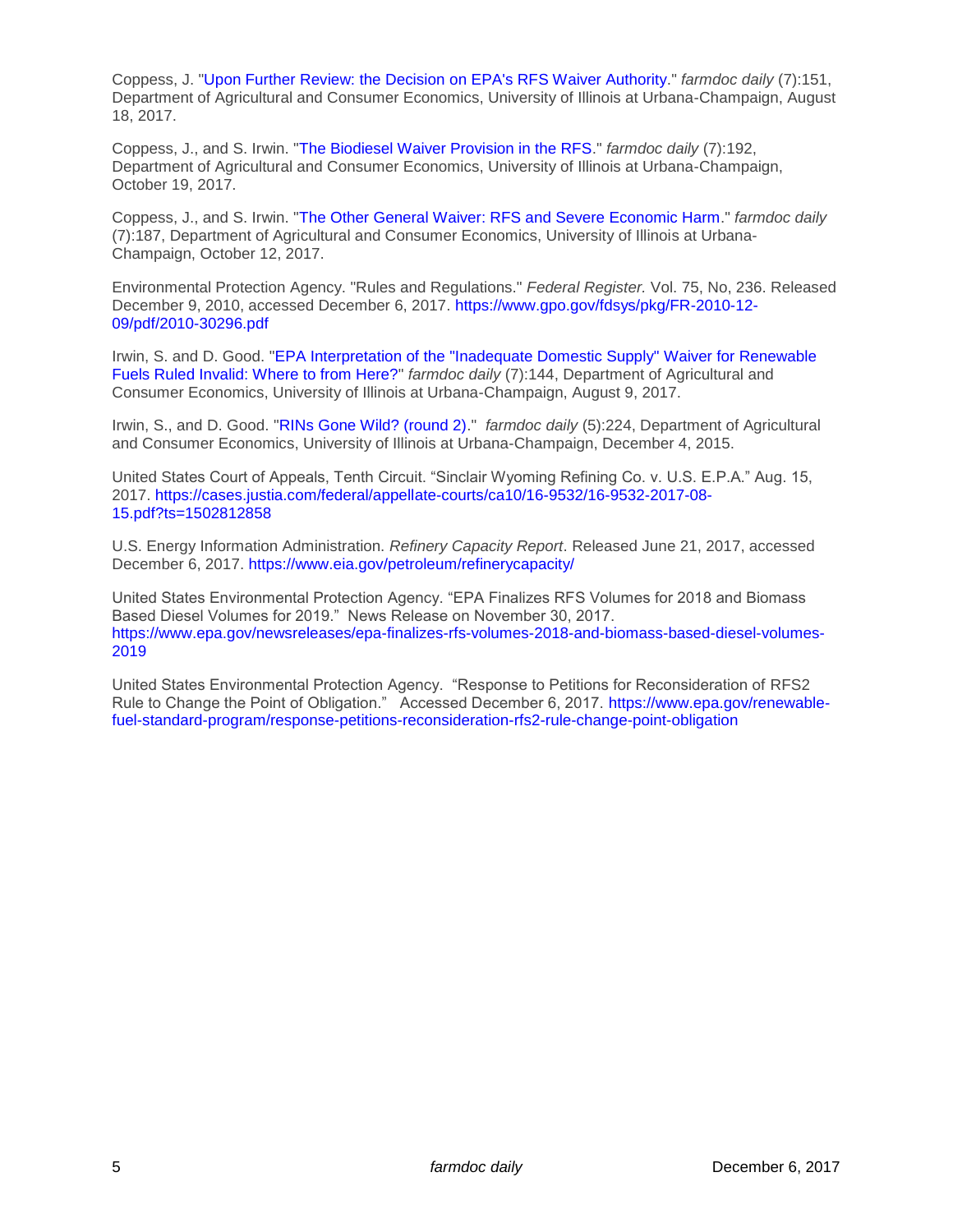Coppess, J. "Upon Further Review: the Decision on EPA's RFS Waiver Authority." *farmdoc daily* (7):151, Department of Agricultural and Consumer Economics, University of Illinois at Urbana-Champaign, August 18, 2017.

Coppess, J., and S. Irwin. "The Biodiesel Waiver Provision in the RFS." *farmdoc daily* (7):192, Department of Agricultural and Consumer Economics, University of Illinois at Urbana-Champaign, October 19, 2017.

Coppess, J., and S. Irwin. "The Other General Waiver: RFS and Severe Economic Harm." *farmdoc daily* (7):187, Department of Agricultural and Consumer Economics, University of Illinois at Urbana-Champaign, October 12, 2017.

Environmental Protection Agency. "Rules and Regulations." *Federal Register.* Vol. 75, No, 236. Released December 9, 2010, accessed December 6, 2017. https://www.gpo.gov/fdsys/pkg/FR-2010-12-09/pdf/2010-30296.pdf

Irwin, S. and D. Good. "EPA Interpretation of the "Inadequate Domestic Supply" Waiver for Renewable Fuels Ruled Invalid: Where to from Here?" *farmdoc daily* (7):144, Department of Agricultural and Consumer Economics, University of Illinois at Urbana-Champaign, August 9, 2017.

Irwin, S., and D. Good. "RINs Gone Wild? (round 2)." *farmdoc daily* (5):224, Department of Agricultural and Consumer Economics, University of Illinois at Urbana-Champaign, December 4, 2015.

United States Court of Appeals, Tenth Circuit. "Sinclair Wyoming Refining Co. v. U.S. E.P.A." Aug. 15, 2017. https://cases.justia.com/federal/appellate-courts/ca10/16-9532/16-9532-2017-08-15.pdf?ts=1502812858

U.S. Energy Information Administration. *Refinery Capacity Report*. Released June 21, 2017, accessed December 6, 2017. https://www.eia.gov/petroleum/refinerycapacity/

United States Environmental Protection Agency. "EPA Finalizes RFS Volumes for 2018 and Biomass Based Diesel Volumes for 2019." News Release on November 30, 2017. https://www.epa.gov/newsreleases/epa-finalizes-rfs-volumes-2018-and-biomass-based-diesel-volumes-2019

United States Environmental Protection Agency. "Response to Petitions for Reconsideration of RFS2 Rule to Change the Point of Obligation." Accessed December 6, 2017. https://www.epa.gov/renewable-fuel-standard-program/response-petitions-reconsideration-rfs2-rule-change-point-obligation